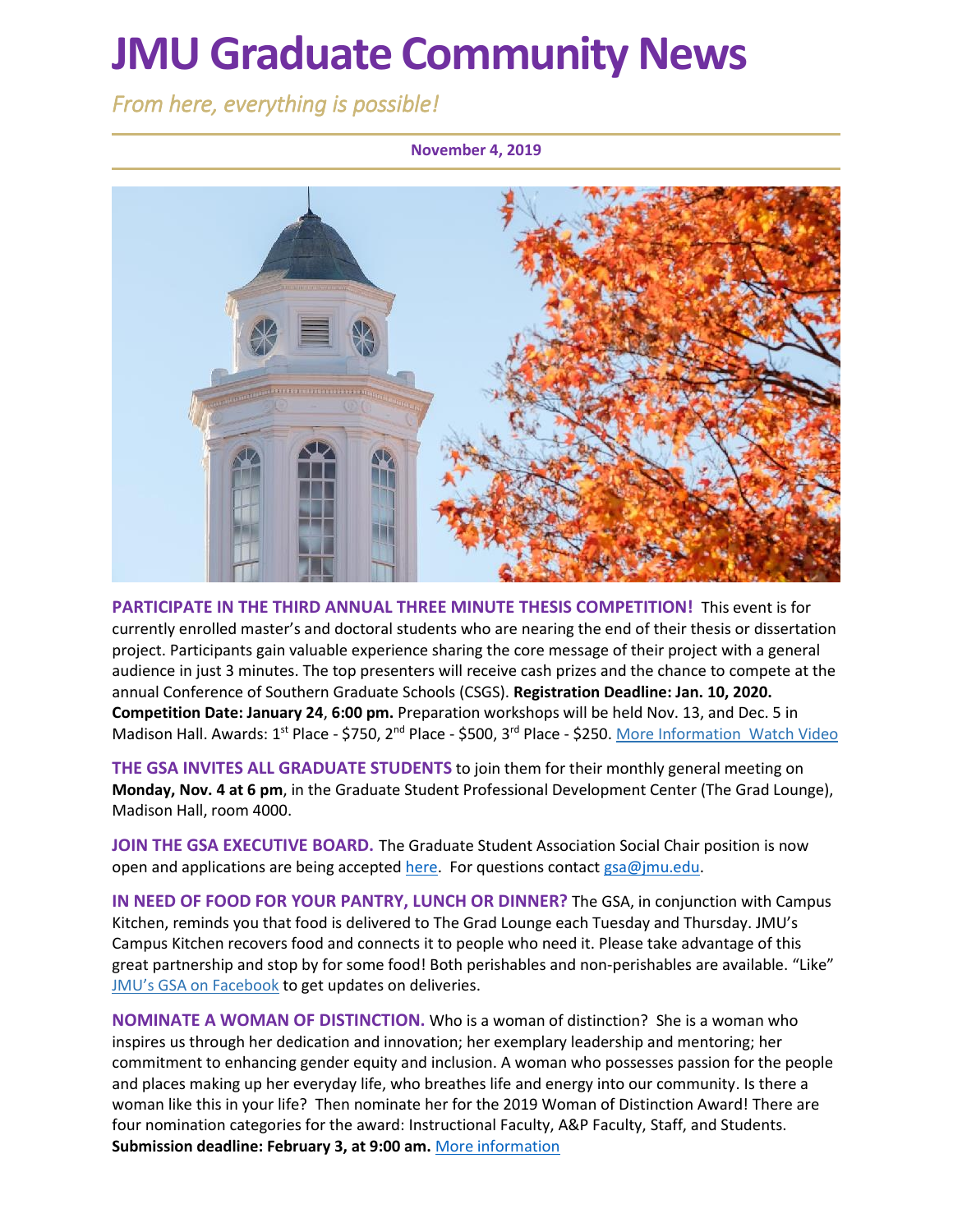# JMU Graduate Community News

*From here, everything is possible!*

**November 4, 2019**

**PARTICIPATE IN THE THIRD ANNUAL THREE MINUTE THESIS COMPETITION!** This event is for currently enrolled master's and doctoral students who are nearing the end of their thesis or dissertation project. Participants gain valuable experience sharing the core message of their project with a general audience in just 3 minutes. The top presenters will receive cash prizes and the chance to compete at the annual Conference of Southern Graduate Schools (CSGS). **Registration Deadline: Jan. 10, 2020. Competition Date: January 24**, **6:00 pm.** Preparation workshops will be held Nov. 13, and Dec. 5 in Madison Hall. Awards: 1st Place - $750, 2nd Place - $500, 3rd Place - $250. More Information Watch Video

**THE GSA INVITES ALL GRADUATE STUDENTS** to join them for their monthly general meeting on **Monday, Nov. 4 at 6 pm**, in the Graduate Student Professional Development Center (The Grad Lounge), Madison Hall, room 4000.

**JOIN THE GSA EXECUTIVE BOARD.** The Graduate Student Association Social Chair position is now open and applications are being accepted here. For questions contact gsa@jmu.edu.

**IN NEED OF FOOD FOR YOUR PANTRY, LUNCH OR DINNER?** The GSA, in conjunction with Campus Kitchen, reminds you that food is delivered to The Grad Lounge each Tuesday and Thursday. JMU's Campus Kitchen recovers food and connects it to people who need it. Please take advantage of this great partnership and stop by for some food! Both perishables and non-perishables are available. "Like" JMU's GSA on Facebook to get updates on deliveries.

**NOMINATE A WOMAN OF DISTINCTION.** Who is a woman of distinction? She is a woman who inspires us through her dedication and innovation; her exemplary leadership and mentoring; her commitment to enhancing gender equity and inclusion. A woman who possesses passion for the people and places making up her everyday life, who breathes life and energy into our community. Is there a woman like this in your life? Then nominate her for the 2019 Woman of Distinction Award! There are four nomination categories for the award: Instructional Faculty, A&P Faculty, Staff, and Students. **Submission deadline: February 3, at 9:00 am.** More information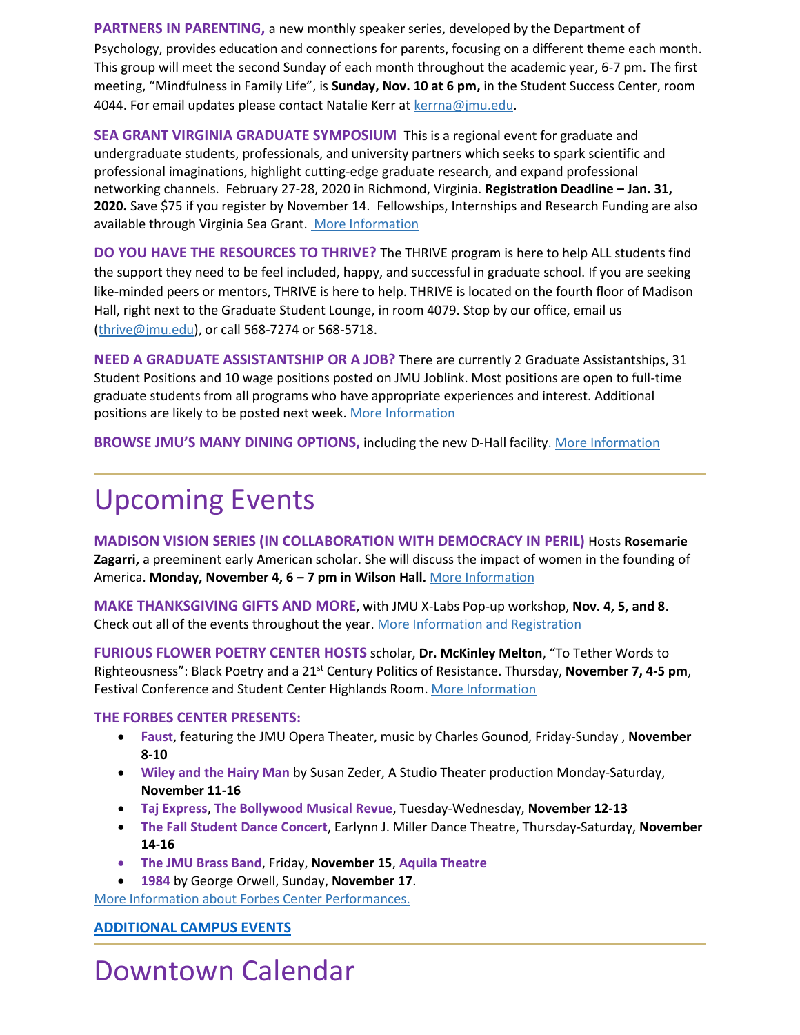**PARTNERS IN PARENTING,** a new monthly speaker series, developed by the Department of Psychology, provides education and connections for parents, focusing on a different theme each month. This group will meet the second Sunday of each month throughout the academic year, 6-7 pm. The first meeting, "Mindfulness in Family Life", is **Sunday, Nov. 10 at 6 pm,** in the Student Success Center, room 4044. For email updates please contact Natalie Kerr at kerrna@jmu.edu.

**SEA GRANT VIRGINIA GRADUATE SYMPOSIUM** This is a regional event for graduate and undergraduate students, professionals, and university partners which seeks to spark scientific and professional imaginations, highlight cutting-edge graduate research, and expand professional networking channels. February 27-28, 2020 in Richmond, Virginia. **Registration Deadline – Jan. 31, 2020.** Save $75 if you register by November 14. Fellowships, Internships and Research Funding are also available through Virginia Sea Grant. More Information

**DO YOU HAVE THE RESOURCES TO THRIVE?** The THRIVE program is here to help ALL students find the support they need to be feel included, happy, and successful in graduate school. If you are seeking like-minded peers or mentors, THRIVE is here to help. THRIVE is located on the fourth floor of Madison Hall, right next to the Graduate Student Lounge, in room 4079. Stop by our office, email us (thrive@jmu.edu), or call 568-7274 or 568-5718.

**NEED A GRADUATE ASSISTANTSHIP OR A JOB?** There are currently 2 Graduate Assistantships, 31 Student Positions and 10 wage positions posted on JMU Joblink. Most positions are open to full-time graduate students from all programs who have appropriate experiences and interest. Additional positions are likely to be posted next week. More Information

**BROWSE JMU'S MANY DINING OPTIONS,** including the new D-Hall facility. More Information

# Upcoming Events

**MADISON VISION SERIES (IN COLLABORATION WITH DEMOCRACY IN PERIL)** Hosts **Rosemarie Zagarri,** a preeminent early American scholar. She will discuss the impact of women in the founding of America. **Monday, November 4, 6 – 7 pm in Wilson Hall.** More Information

**MAKE THANKSGIVING GIFTS AND MORE**, with JMU X-Labs Pop-up workshop, **Nov. 4, 5, and 8**. Check out all of the events throughout the year. More Information and Registration

**FURIOUS FLOWER POETRY CENTER HOSTS** scholar, **Dr. McKinley Melton**, "To Tether Words to Righteousness": Black Poetry and a 21st Century Politics of Resistance. Thursday, **November 7, 4-5 pm**, Festival Conference and Student Center Highlands Room. More Information

**THE FORBES CENTER PRESENTS:**

- **Faust**, featuring the JMU Opera Theater, music by Charles Gounod, Friday-Sunday , **November 8-10**
- **Wiley and the Hairy Man** by Susan Zeder, A Studio Theater production Monday-Saturday, **November 11-16**
- **Taj Express**, **The Bollywood Musical Revue**, Tuesday-Wednesday, **November 12-13**
- **The Fall Student Dance Concert**, Earlynn J. Miller Dance Theatre, Thursday-Saturday, **November 14-16**
- **The JMU Brass Band**, Friday, **November 15**, **Aquila Theatre**
- **1984** by George Orwell, Sunday, **November 17**.

More Information about Forbes Center Performances.

**ADDITIONAL CAMPUS EVENTS**

# Downtown Calendar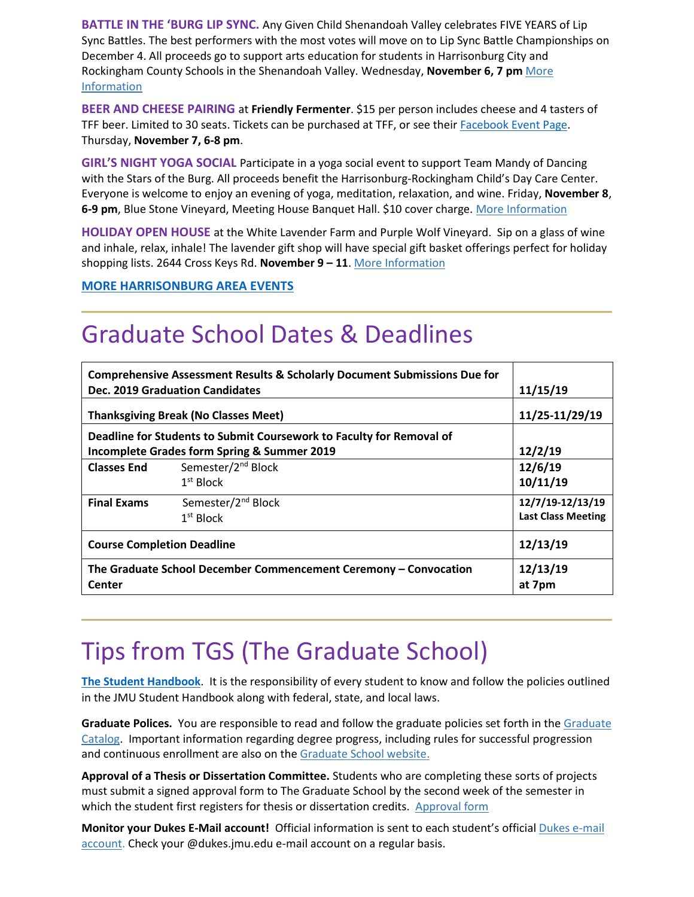**BATTLE IN THE 'BURG LIP SYNC.** Any Given Child Shenandoah Valley celebrates FIVE YEARS of Lip Sync Battles. The best performers with the most votes will move on to Lip Sync Battle Championships on December 4. All proceeds go to support arts education for students in Harrisonburg City and Rockingham County Schools in the Shenandoah Valley. Wednesday, **November 6, 7 pm** More Information

**BEER AND CHEESE PAIRING** at **Friendly Fermenter**. $15 per person includes cheese and 4 tasters of TFF beer. Limited to 30 seats. Tickets can be purchased at TFF, or see their Facebook Event Page. Thursday, **November 7, 6-8 pm**.

**GIRL'S NIGHT YOGA SOCIAL** Participate in a yoga social event to support Team Mandy of Dancing with the Stars of the Burg. All proceeds benefit the Harrisonburg-Rockingham Child's Day Care Center. Everyone is welcome to enjoy an evening of yoga, meditation, relaxation, and wine. Friday, **November 8**, **6-9 pm**, Blue Stone Vineyard, Meeting House Banquet Hall. $10 cover charge. More Information

**HOLIDAY OPEN HOUSE** at the White Lavender Farm and Purple Wolf Vineyard. Sip on a glass of wine and inhale, relax, inhale! The lavender gift shop will have special gift basket offerings perfect for holiday shopping lists. 2644 Cross Keys Rd. **November 9 – 11**. More Information

**MORE HARRISONBURG AREA EVENTS**

# Graduate School Dates & Deadlines

| Event | Date |
|---|---|
| **Comprehensive Assessment Results & Scholarly Document Submissions Due for Dec. 2019 Graduation Candidates** | **11/15/19** |
| **Thanksgiving Break (No Classes Meet)** | **11/25-11/29/19** |
| **Deadline for Students to Submit Coursework to Faculty for Removal of Incomplete Grades form Spring & Summer 2019** | **12/2/19** |
| **Classes End** Semester/2nd Block<br>1st Block | **12/6/19**<br>**10/11/19** |
| **Final Exams** Semester/2nd Block<br>1st Block | **12/7/19-12/13/19**<br>**Last Class Meeting** |
| **Course Completion Deadline** | **12/13/19** |
| **The Graduate School December Commencement Ceremony – Convocation Center** | **12/13/19 at 7pm** |

# Tips from TGS (The Graduate School)

**The Student Handbook**. It is the responsibility of every student to know and follow the policies outlined in the JMU Student Handbook along with federal, state, and local laws.

**Graduate Polices.** You are responsible to read and follow the graduate policies set forth in the Graduate Catalog. Important information regarding degree progress, including rules for successful progression and continuous enrollment are also on the Graduate School website.

**Approval of a Thesis or Dissertation Committee.** Students who are completing these sorts of projects must submit a signed approval form to The Graduate School by the second week of the semester in which the student first registers for thesis or dissertation credits. Approval form

**Monitor your Dukes E-Mail account!** Official information is sent to each student's official Dukes e-mail account. Check your @dukes.jmu.edu e-mail account on a regular basis.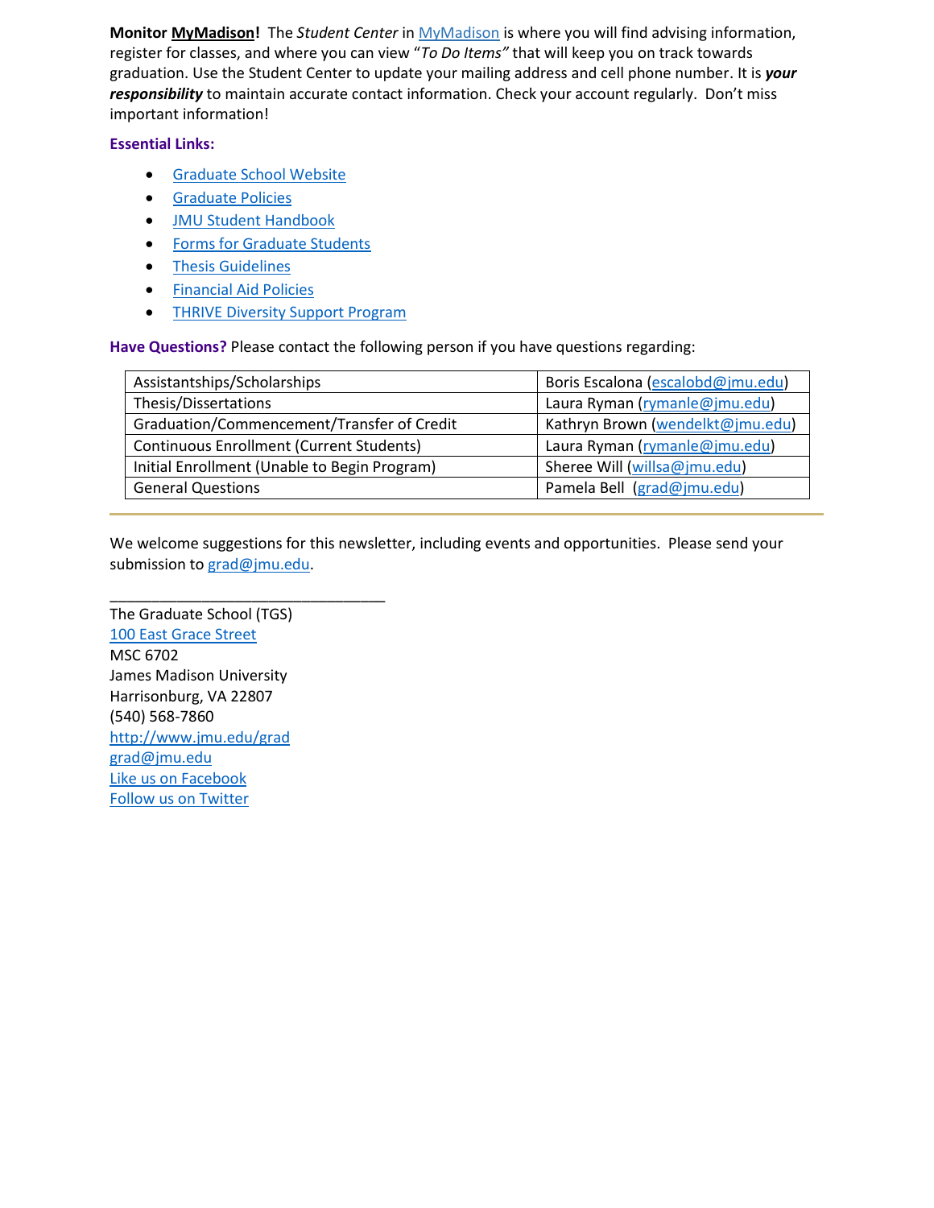**Monitor MyMadison!** The *Student Center* in MyMadison is where you will find advising information, register for classes, and where you can view "*To Do Items"* that will keep you on track towards graduation. Use the Student Center to update your mailing address and cell phone number. It is ***your responsibility*** to maintain accurate contact information. Check your account regularly. Don't miss important information!

**Essential Links:**

- Graduate School Website
- Graduate Policies
- JMU Student Handbook
- Forms for Graduate Students
- Thesis Guidelines
- Financial Aid Policies
- THRIVE Diversity Support Program

**Have Questions?** Please contact the following person if you have questions regarding:

| | |
|---|---|
| Assistantships/Scholarships | Boris Escalona (escalobd@jmu.edu) |
| Thesis/Dissertations | Laura Ryman (rymanle@jmu.edu) |
| Graduation/Commencement/Transfer of Credit | Kathryn Brown (wendelkt@jmu.edu) |
| Continuous Enrollment (Current Students) | Laura Ryman (rymanle@jmu.edu) |
| Initial Enrollment (Unable to Begin Program) | Sheree Will (willsa@jmu.edu) |
| General Questions | Pamela Bell (grad@jmu.edu) |

---

We welcome suggestions for this newsletter, including events and opportunities. Please send your submission to grad@jmu.edu.

________________________________

The Graduate School (TGS)
100 East Grace Street
MSC 6702
James Madison University
Harrisonburg, VA 22807
(540) 568-7860
http://www.jmu.edu/grad
grad@jmu.edu
Like us on Facebook
Follow us on Twitter